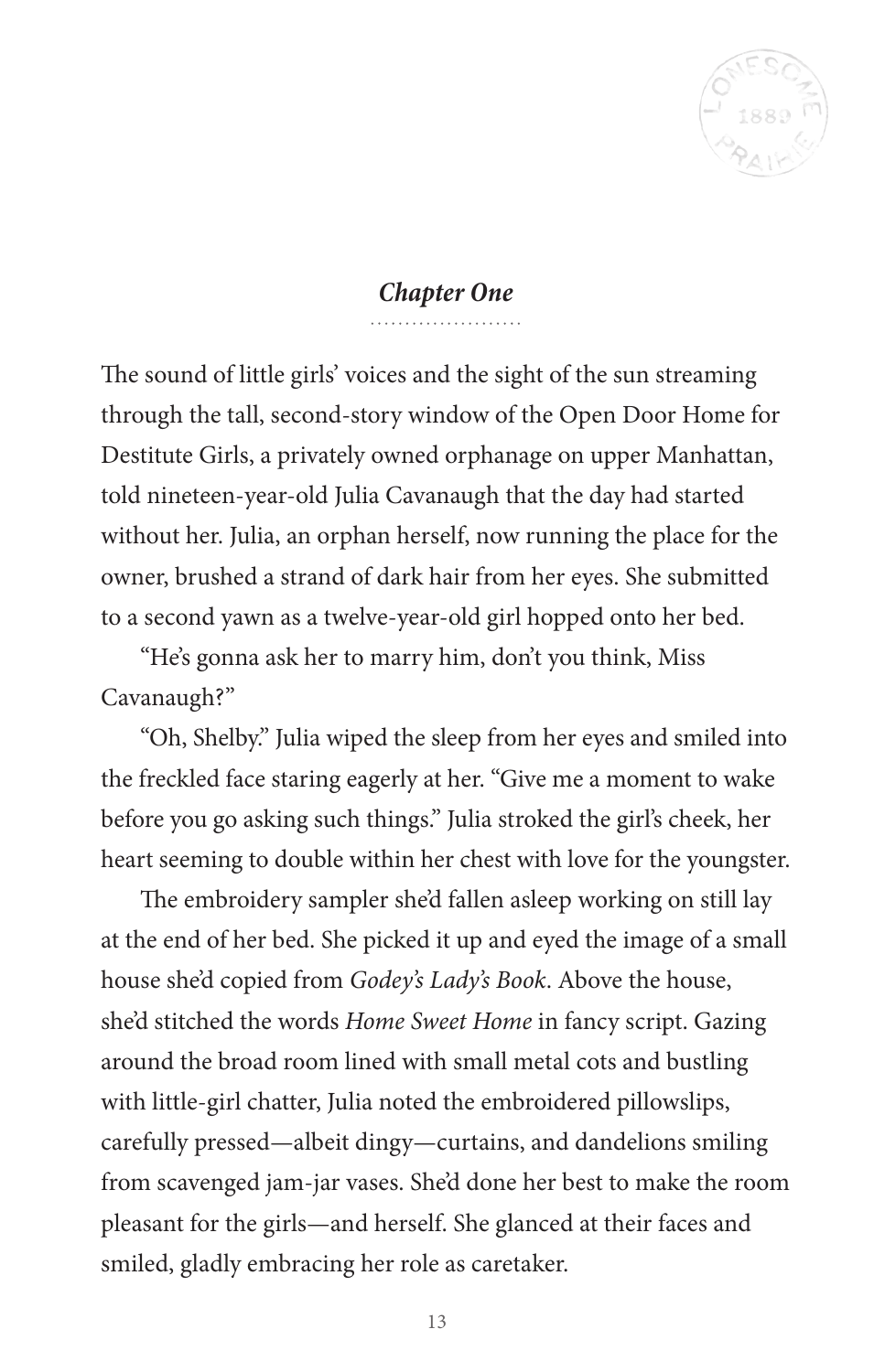## *Chapter One*

The sound of little girls' voices and the sight of the sun streaming through the tall, second-story window of the Open Door Home for Destitute Girls, a privately owned orphanage on upper Manhattan, told nineteen-year-old Julia Cavanaugh that the day had started without her. Julia, an orphan herself, now running the place for the owner, brushed a strand of dark hair from her eyes. She submitted to a second yawn as a twelve-year-old girl hopped onto her bed.

"He's gonna ask her to marry him, don't you think, Miss Cavanaugh?"

"Oh, Shelby." Julia wiped the sleep from her eyes and smiled into the freckled face staring eagerly at her. "Give me a moment to wake before you go asking such things." Julia stroked the girl's cheek, her heart seeming to double within her chest with love for the youngster.

The embroidery sampler she'd fallen asleep working on still lay at the end of her bed. She picked it up and eyed the image of a small house she'd copied from *Godey's Lady's Book*. Above the house, she'd stitched the words *Home Sweet Home* in fancy script. Gazing around the broad room lined with small metal cots and bustling with little-girl chatter, Julia noted the embroidered pillowslips, carefully pressed—albeit dingy—curtains, and dandelions smiling from scavenged jam-jar vases. She'd done her best to make the room pleasant for the girls—and herself. She glanced at their faces and smiled, gladly embracing her role as caretaker.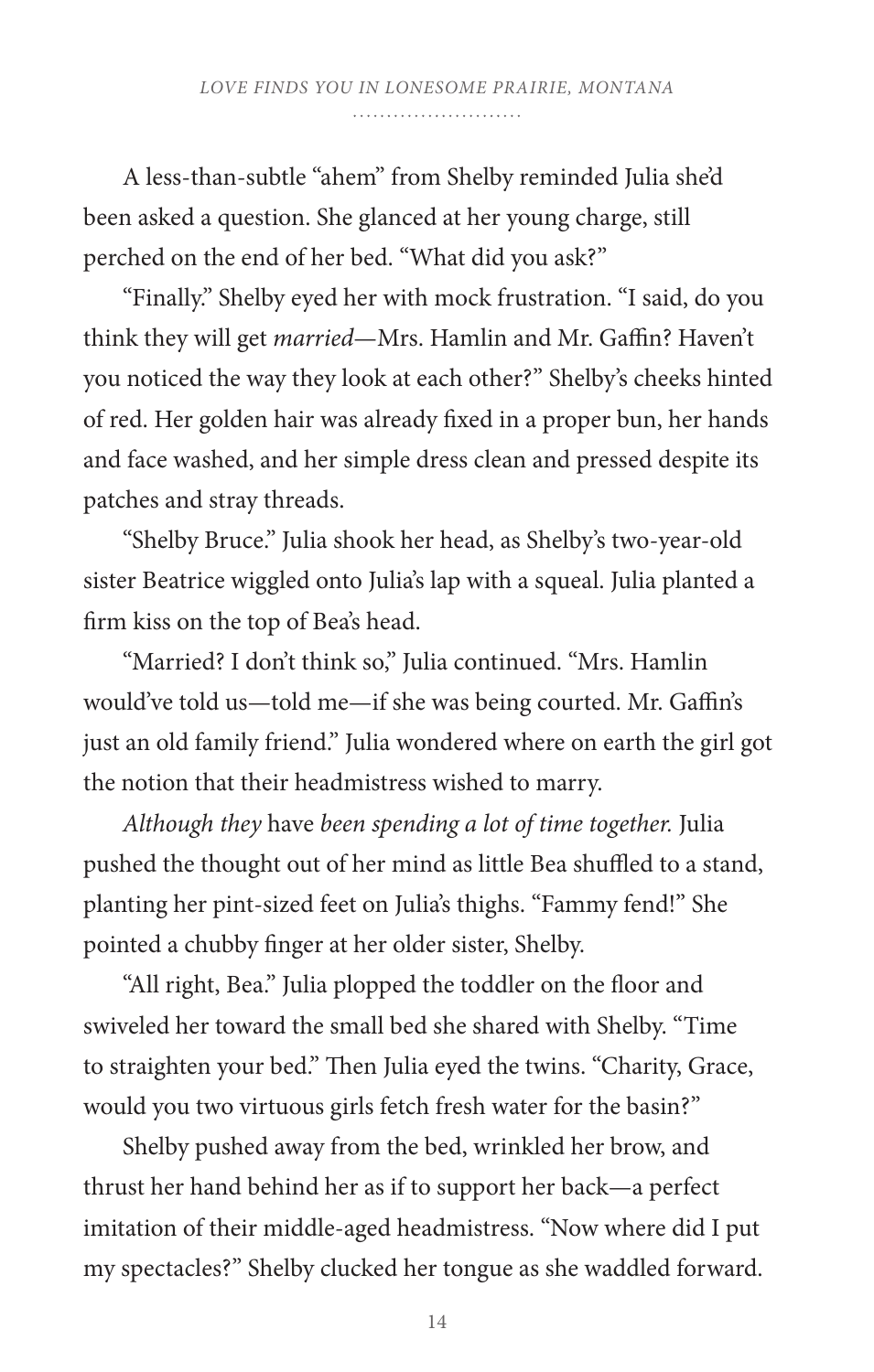A less-than-subtle "ahem" from Shelby reminded Julia she'd been asked a question. She glanced at her young charge, still perched on the end of her bed. "What did you ask?"

"Finally." Shelby eyed her with mock frustration. "I said, do you think they will get *married*—Mrs. Hamlin and Mr. Gaffin? Haven't you noticed the way they look at each other?" Shelby's cheeks hinted of red. Her golden hair was already fixed in a proper bun, her hands and face washed, and her simple dress clean and pressed despite its patches and stray threads.

"Shelby Bruce." Julia shook her head, as Shelby's two-year-old sister Beatrice wiggled onto Julia's lap with a squeal. Julia planted a firm kiss on the top of Bea's head.

"Married? I don't think so," Julia continued. "Mrs. Hamlin would've told us—told me—if she was being courted. Mr. Gaffin's just an old family friend." Julia wondered where on earth the girl got the notion that their headmistress wished to marry.

*Although they* have *been spending a lot of time together.* Julia pushed the thought out of her mind as little Bea shuffled to a stand, planting her pint-sized feet on Julia's thighs. "Fammy fend!" She pointed a chubby finger at her older sister, Shelby.

"All right, Bea." Julia plopped the toddler on the floor and swiveled her toward the small bed she shared with Shelby. "Time to straighten your bed." Then Julia eyed the twins. "Charity, Grace, would you two virtuous girls fetch fresh water for the basin?"

Shelby pushed away from the bed, wrinkled her brow, and thrust her hand behind her as if to support her back—a perfect imitation of their middle-aged headmistress. "Now where did I put my spectacles?" Shelby clucked her tongue as she waddled forward.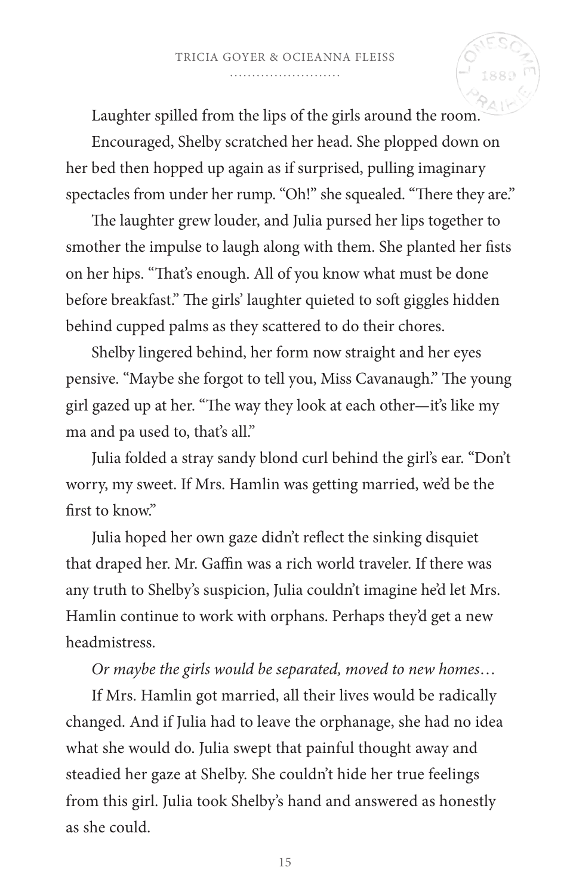Laughter spilled from the lips of the girls around the room.

Encouraged, Shelby scratched her head. She plopped down on her bed then hopped up again as if surprised, pulling imaginary spectacles from under her rump. "Oh!" she squealed. "There they are."

The laughter grew louder, and Julia pursed her lips together to smother the impulse to laugh along with them. She planted her fists on her hips. "That's enough. All of you know what must be done before breakfast." The girls' laughter quieted to soft giggles hidden behind cupped palms as they scattered to do their chores.

Shelby lingered behind, her form now straight and her eyes pensive. "Maybe she forgot to tell you, Miss Cavanaugh." The young girl gazed up at her. "The way they look at each other—it's like my ma and pa used to, that's all."

Julia folded a stray sandy blond curl behind the girl's ear. "Don't worry, my sweet. If Mrs. Hamlin was getting married, we'd be the first to know."

Julia hoped her own gaze didn't reflect the sinking disquiet that draped her. Mr. Gaffin was a rich world traveler. If there was any truth to Shelby's suspicion, Julia couldn't imagine he'd let Mrs. Hamlin continue to work with orphans. Perhaps they'd get a new headmistress.

*Or maybe the girls would be separated, moved to new homes…*

If Mrs. Hamlin got married, all their lives would be radically changed. And if Julia had to leave the orphanage, she had no idea what she would do. Julia swept that painful thought away and steadied her gaze at Shelby. She couldn't hide her true feelings from this girl. Julia took Shelby's hand and answered as honestly as she could.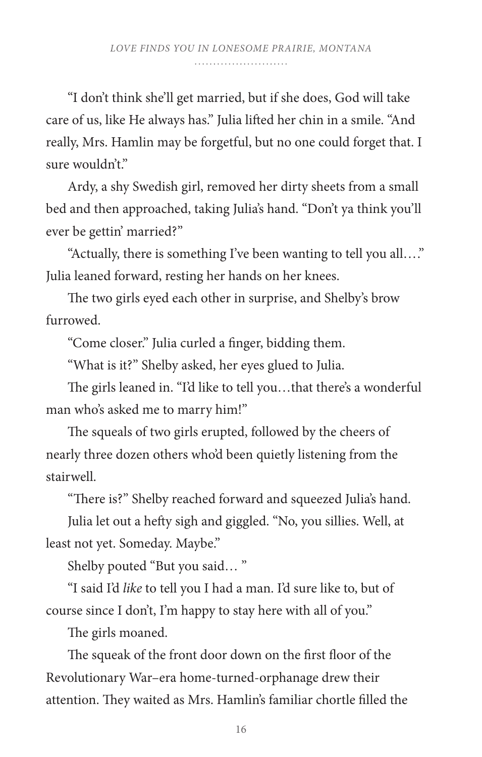"I don't think she'll get married, but if she does, God will take care of us, like He always has." Julia lifted her chin in a smile. "And really, Mrs. Hamlin may be forgetful, but no one could forget that. I sure wouldn't."

Ardy, a shy Swedish girl, removed her dirty sheets from a small bed and then approached, taking Julia's hand. "Don't ya think you'll ever be gettin' married?"

"Actually, there is something I've been wanting to tell you all…." Julia leaned forward, resting her hands on her knees.

The two girls eyed each other in surprise, and Shelby's brow furrowed.

"Come closer." Julia curled a finger, bidding them.

"What is it?" Shelby asked, her eyes glued to Julia.

The girls leaned in. "I'd like to tell you…that there's a wonderful man who's asked me to marry him!"

The squeals of two girls erupted, followed by the cheers of nearly three dozen others who'd been quietly listening from the stairwell.

"There is?" Shelby reached forward and squeezed Julia's hand.

Julia let out a hefty sigh and giggled. "No, you sillies. Well, at least not yet. Someday. Maybe."

Shelby pouted "But you said… "

"I said I'd *like* to tell you I had a man. I'd sure like to, but of course since I don't, I'm happy to stay here with all of you."

The girls moaned.

The squeak of the front door down on the first floor of the Revolutionary War–era home-turned-orphanage drew their attention. They waited as Mrs. Hamlin's familiar chortle filled the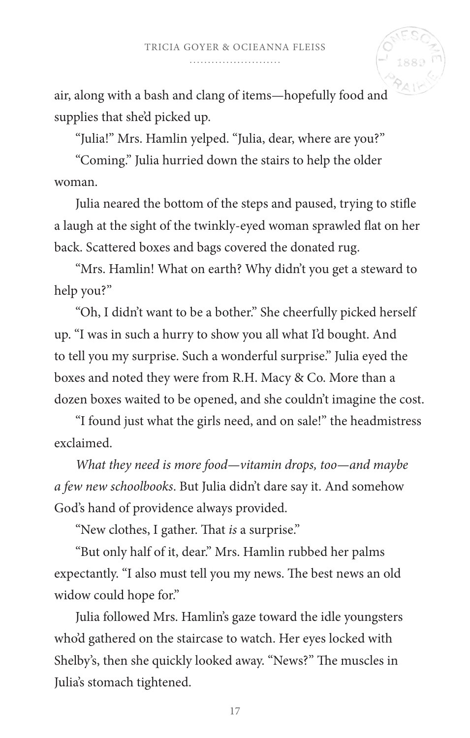air, along with a bash and clang of items—hopefully food and supplies that she'd picked up.

"Julia!" Mrs. Hamlin yelped. "Julia, dear, where are you?"

"Coming." Julia hurried down the stairs to help the older woman.

Julia neared the bottom of the steps and paused, trying to stifle a laugh at the sight of the twinkly-eyed woman sprawled flat on her back. Scattered boxes and bags covered the donated rug.

"Mrs. Hamlin! What on earth? Why didn't you get a steward to help you?"

"Oh, I didn't want to be a bother." She cheerfully picked herself up. "I was in such a hurry to show you all what I'd bought. And to tell you my surprise. Such a wonderful surprise." Julia eyed the boxes and noted they were from R.H. Macy & Co. More than a dozen boxes waited to be opened, and she couldn't imagine the cost.

"I found just what the girls need, and on sale!" the headmistress exclaimed.

*What they need is more food—vitamin drops, too—and maybe a few new schoolbooks*. But Julia didn't dare say it. And somehow God's hand of providence always provided.

"New clothes, I gather. That *is* a surprise."

"But only half of it, dear." Mrs. Hamlin rubbed her palms expectantly. "I also must tell you my news. The best news an old widow could hope for."

Julia followed Mrs. Hamlin's gaze toward the idle youngsters who'd gathered on the staircase to watch. Her eyes locked with Shelby's, then she quickly looked away. "News?" The muscles in Julia's stomach tightened.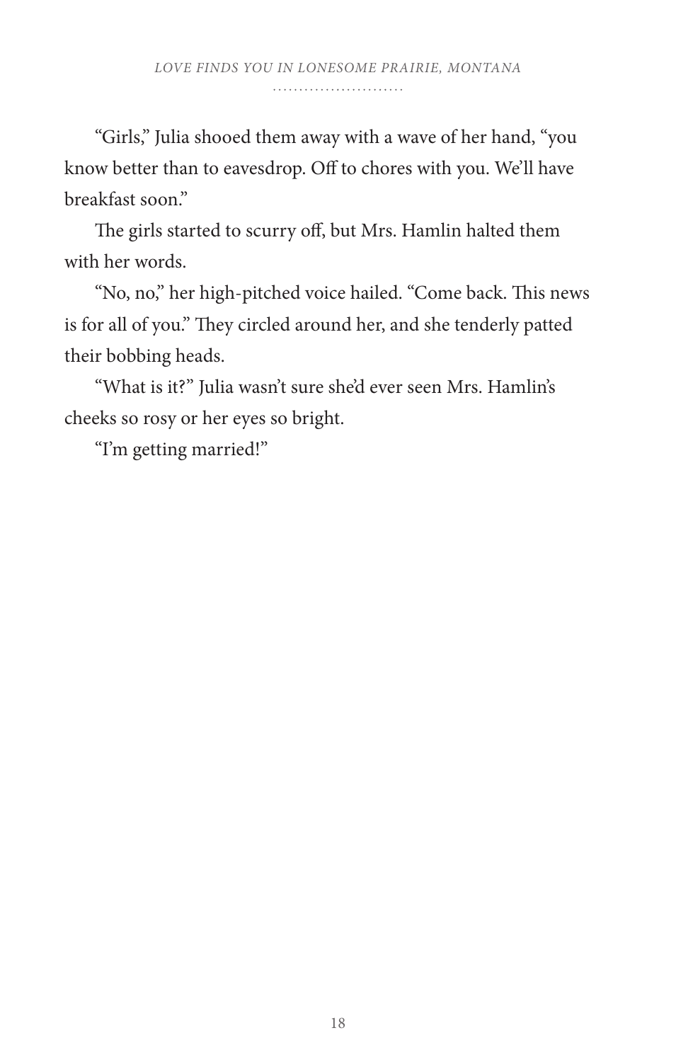"Girls," Julia shooed them away with a wave of her hand, "you know better than to eavesdrop. Off to chores with you. We'll have breakfast soon."

The girls started to scurry off, but Mrs. Hamlin halted them with her words.

"No, no," her high-pitched voice hailed. "Come back. This news is for all of you." They circled around her, and she tenderly patted their bobbing heads.

"What is it?" Julia wasn't sure she'd ever seen Mrs. Hamlin's cheeks so rosy or her eyes so bright.

"I'm getting married!"